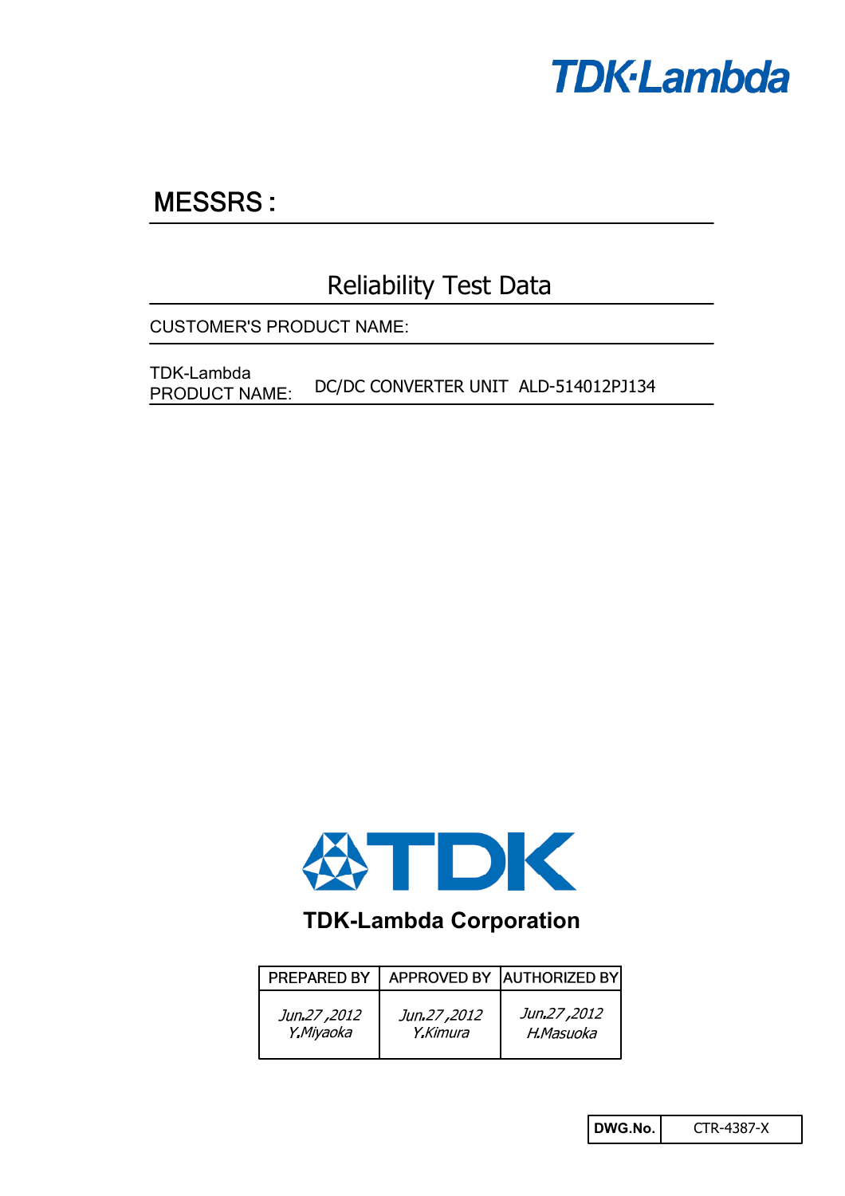TDK·Lambda

## MESSRS :

# Reliability Test Data

CUSTOMER'S PRODUCT NAME:

TDK-Lambda PRODUCT NAME: DC/DC CONVERTER UNIT ALD-514012PJ134

TDK

**TDK-Lambda Corporation**

| PREPARED BY | APPROVED BY | AUTHORIZED BY |
|---|---|---|
| *Jun.27 ,2012 Y.Miyaoka* | *Jun.27 ,2012 Y.Kimura* | *Jun.27 ,2012 H.Masuoka* |

| **DWG.No.** | CTR-4387-X |
|---|---|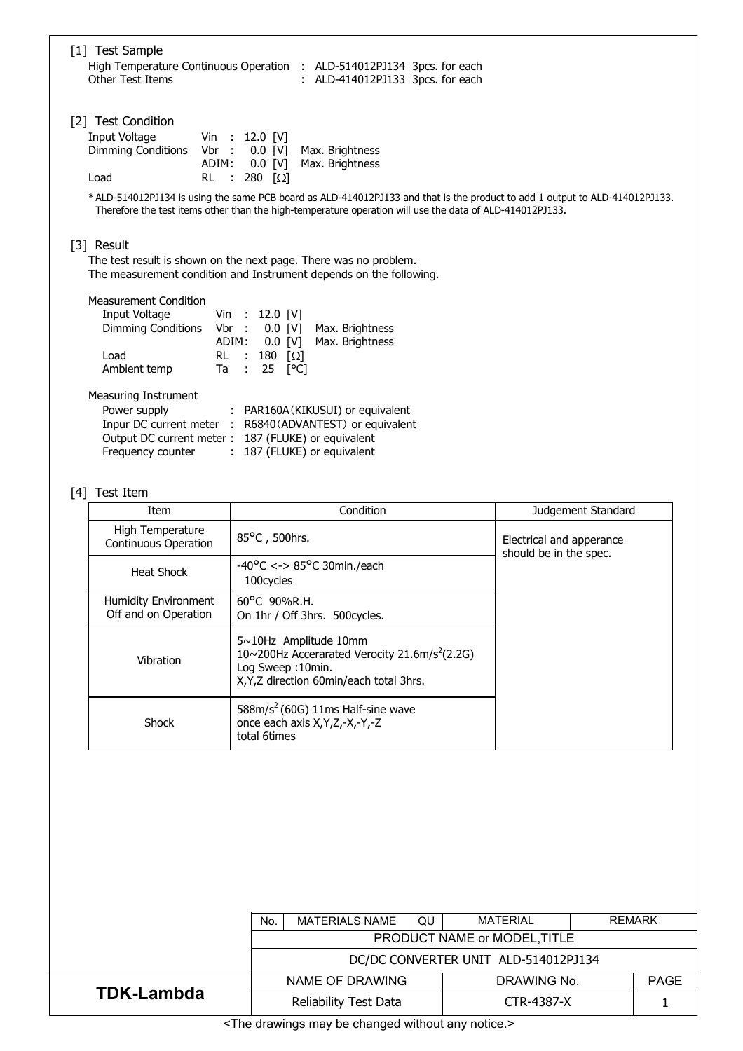## [1] Test Sample

High Temperature Continuous Operation : ALD-514012PJ134 3pcs. for each
Other Test Items : ALD-414012PJ133 3pcs. for each

## [2] Test Condition

| | | |
|---|---|---|
| Input Voltage | Vin : 12.0 [V] | |
| Dimming Conditions | Vbr : 0.0 [V] | Max. Brightness |
| | ADIM : 0.0 [V] | Max. Brightness |
| Load | RL : 280 [Ω] | |

* ALD-514012PJ134 is using the same PCB board as ALD-414012PJ133 and that is the product to add 1 output to ALD-414012PJ133. Therefore the test items other than the high-temperature operation will use the data of ALD-414012PJ133.

## [3] Result

The test result is shown on the next page. There was no problem.
The measurement condition and Instrument depends on the following.

Measurement Condition

| | | |
|---|---|---|
| Input Voltage | Vin : 12.0 [V] | |
| Dimming Conditions | Vbr : 0.0 [V] | Max. Brightness |
| | ADIM : 0.0 [V] | Max. Brightness |
| Load | RL : 180 [Ω] | |
| Ambient temp | Ta : 25 [°C] | |

Measuring Instrument

| | |
|---|---|
| Power supply | : PAR160A (KIKUSUI) or equivalent |
| Inpur DC current meter | : R6840 (ADVANTEST) or equivalent |
| Output DC current meter | : 187 (FLUKE) or equivalent |
| Frequency counter | : 187 (FLUKE) or equivalent |

## [4] Test Item

| Item | Condition | Judgement Standard |
|---|---|---|
| High Temperature Continuous Operation | 85°C , 500hrs. | Electrical and apperance should be in the spec. |
| Heat Shock | -40°C <-> 85°C 30min./each 100cycles | |
| Humidity Environment Off and on Operation | 60°C 90%R.H. On 1hr / Off 3hrs. 500cycles. | |
| Vibration | 5~10Hz Amplitude 10mm<br>10~200Hz Accerarated Verocity 21.6m/s$^2$(2.2G)<br>Log Sweep :10min.<br>X,Y,Z direction 60min/each total 3hrs. | |
| Shock | 588m/s$^2$ (60G) 11ms Half-sine wave<br>once each axis X,Y,Z,-X,-Y,-Z<br>total 6times | |

| No. | MATERIALS NAME | QU | MATERIAL | REMARK |
|---|---|---|---|---|
| PRODUCT NAME or MODEL,TITLE | | | | |
| DC/DC CONVERTER UNIT ALD-514012PJ134 | | | | |

| TDK-Lambda | NAME OF DRAWING | DRAWING No. | PAGE |
|---|---|---|---|
| | Reliability Test Data | CTR-4387-X | 1 |

<The drawings may be changed without any notice.>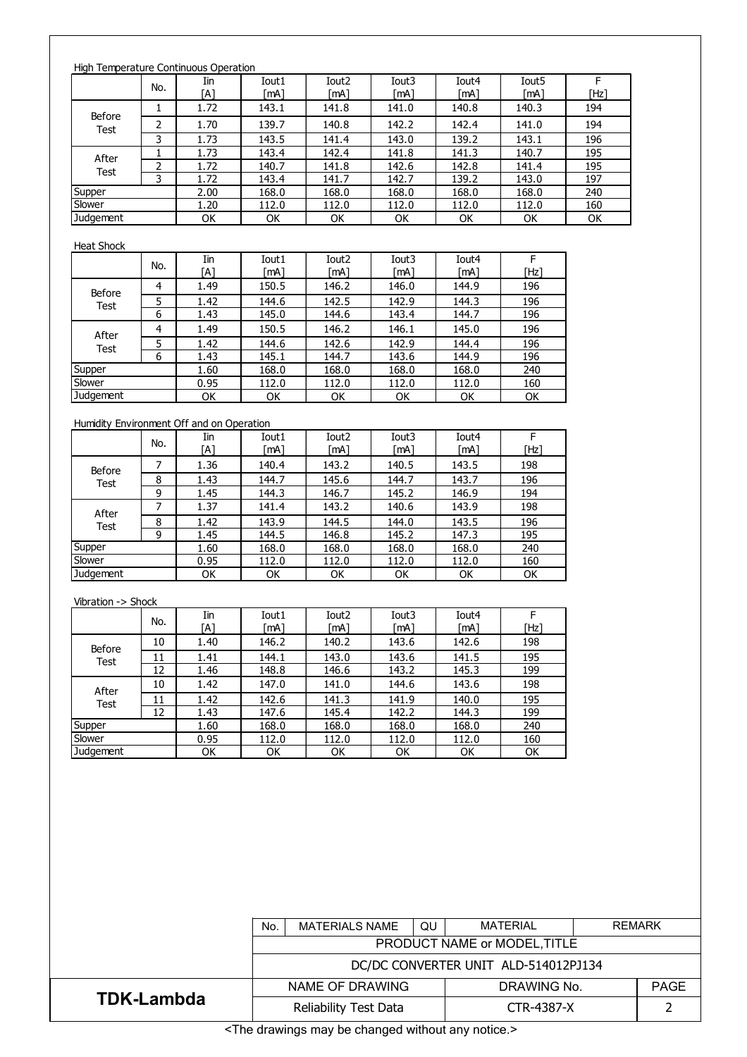High Temperature Continuous Operation

| | No. | Iin [A] | Iout1 [mA] | Iout2 [mA] | Iout3 [mA] | Iout4 [mA] | Iout5 [mA] | F [Hz] |
|---|---|---|---|---|---|---|---|---|
| Before Test | 1 | 1.72 | 143.1 | 141.8 | 141.0 | 140.8 | 140.3 | 194 |
| | 2 | 1.70 | 139.7 | 140.8 | 142.2 | 142.4 | 141.0 | 194 |
| | 3 | 1.73 | 143.5 | 141.4 | 143.0 | 139.2 | 143.1 | 196 |
| After Test | 1 | 1.73 | 143.4 | 142.4 | 141.8 | 141.3 | 140.7 | 195 |
| | 2 | 1.72 | 140.7 | 141.8 | 142.6 | 142.8 | 141.4 | 195 |
| | 3 | 1.72 | 143.4 | 141.7 | 142.7 | 139.2 | 143.0 | 197 |
| Supper | | 2.00 | 168.0 | 168.0 | 168.0 | 168.0 | 168.0 | 240 |
| Slower | | 1.20 | 112.0 | 112.0 | 112.0 | 112.0 | 112.0 | 160 |
| Judgement | | OK | OK | OK | OK | OK | OK | OK |

Heat Shock

| | No. | Iin [A] | Iout1 [mA] | Iout2 [mA] | Iout3 [mA] | Iout4 [mA] | F [Hz] |
|---|---|---|---|---|---|---|---|
| Before Test | 4 | 1.49 | 150.5 | 146.2 | 146.0 | 144.9 | 196 |
| | 5 | 1.42 | 144.6 | 142.5 | 142.9 | 144.3 | 196 |
| | 6 | 1.43 | 145.0 | 144.6 | 143.4 | 144.7 | 196 |
| After Test | 4 | 1.49 | 150.5 | 146.2 | 146.1 | 145.0 | 196 |
| | 5 | 1.42 | 144.6 | 142.6 | 142.9 | 144.4 | 196 |
| | 6 | 1.43 | 145.1 | 144.7 | 143.6 | 144.9 | 196 |
| Supper | | 1.60 | 168.0 | 168.0 | 168.0 | 168.0 | 240 |
| Slower | | 0.95 | 112.0 | 112.0 | 112.0 | 112.0 | 160 |
| Judgement | | OK | OK | OK | OK | OK | OK |

Humidity Environment Off and on Operation

| | No. | Iin [A] | Iout1 [mA] | Iout2 [mA] | Iout3 [mA] | Iout4 [mA] | F [Hz] |
|---|---|---|---|---|---|---|---|
| Before Test | 7 | 1.36 | 140.4 | 143.2 | 140.5 | 143.5 | 198 |
| | 8 | 1.43 | 144.7 | 145.6 | 144.7 | 143.7 | 196 |
| | 9 | 1.45 | 144.3 | 146.7 | 145.2 | 146.9 | 194 |
| After Test | 7 | 1.37 | 141.4 | 143.2 | 140.6 | 143.9 | 198 |
| | 8 | 1.42 | 143.9 | 144.5 | 144.0 | 143.5 | 196 |
| | 9 | 1.45 | 144.5 | 146.8 | 145.2 | 147.3 | 195 |
| Supper | | 1.60 | 168.0 | 168.0 | 168.0 | 168.0 | 240 |
| Slower | | 0.95 | 112.0 | 112.0 | 112.0 | 112.0 | 160 |
| Judgement | | OK | OK | OK | OK | OK | OK |

Vibration -> Shock

| | No. | Iin [A] | Iout1 [mA] | Iout2 [mA] | Iout3 [mA] | Iout4 [mA] | F [Hz] |
|---|---|---|---|---|---|---|---|
| Before Test | 10 | 1.40 | 146.2 | 140.2 | 143.6 | 142.6 | 198 |
| | 11 | 1.41 | 144.1 | 143.0 | 143.6 | 141.5 | 195 |
| | 12 | 1.46 | 148.8 | 146.6 | 143.2 | 145.3 | 199 |
| After Test | 10 | 1.42 | 147.0 | 141.0 | 144.6 | 143.6 | 198 |
| | 11 | 1.42 | 142.6 | 141.3 | 141.9 | 140.0 | 195 |
| | 12 | 1.43 | 147.6 | 145.4 | 142.2 | 144.3 | 199 |
| Supper | | 1.60 | 168.0 | 168.0 | 168.0 | 168.0 | 240 |
| Slower | | 0.95 | 112.0 | 112.0 | 112.0 | 112.0 | 160 |
| Judgement | | OK | OK | OK | OK | OK | OK |

| No. | MATERIALS NAME | QU | MATERIAL | REMARK |
|---|---|---|---|---|
| PRODUCT NAME or MODEL,TITLE | | | | |
| DC/DC CONVERTER UNIT ALD-514012PJ134 | | | | |
| NAME OF DRAWING | | | DRAWING No. | PAGE |
| Reliability Test Data | | | CTR-4387-X | 2 |

**TDK-Lambda**

<The drawings may be changed without any notice.>